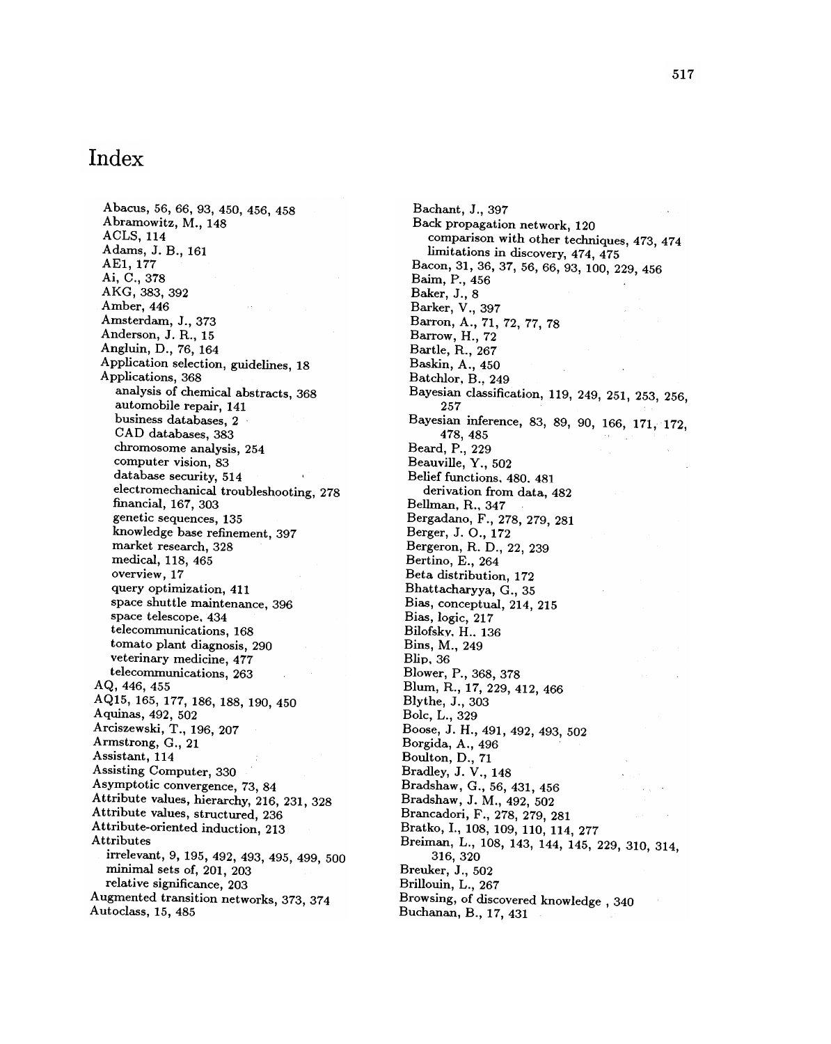# Index

Abacus, 56, 66, 93, 450, 456, 458
Abramowitz, M., 148
ACLS, 114
Adams, J. B., 161
AE1, 177
Ai, C., 378
AKG, 383, 392
Amber, 446
Amsterdam, J., 373
Anderson, J. R., 15
Angluin, D., 76, 164
Application selection, guidelines, 18
Applications, 368
- analysis of chemical abstracts, 368
- automobile repair, 141
- business databases, 2
- CAD databases, 383
- chromosome analysis, 254
- computer vision, 83
- database security, 514
- electromechanical troubleshooting, 278
- financial, 167, 303
- genetic sequences, 135
- knowledge base refinement, 397
- market research, 328
- medical, 118, 465
- overview, 17
- query optimization, 411
- space shuttle maintenance, 396
- space telescope, 434
- telecommunications, 168
- tomato plant diagnosis, 290
- veterinary medicine, 477
- telecommunications, 263

AQ, 446, 455
AQ15, 165, 177, 186, 188, 190, 450
Aquinas, 492, 502
Arciszewski, T., 196, 207
Armstrong, G., 21
Assistant, 114
Assisting Computer, 330
Asymptotic convergence, 73, 84
Attribute values, hierarchy, 216, 231, 328
Attribute values, structured, 236
Attribute-oriented induction, 213
Attributes
- irrelevant, 9, 195, 492, 493, 495, 499, 500
- minimal sets of, 201, 203
- relative significance, 203

Augmented transition networks, 373, 374
Autoclass, 15, 485

Bachant, J., 397
Back propagation network, 120
- comparison with other techniques, 473, 474
- limitations in discovery, 474, 475

Bacon, 31, 36, 37, 56, 66, 93, 100, 229, 456
Baim, P., 456
Baker, J., 8
Barker, V., 397
Barron, A., 71, 72, 77, 78
Barrow, H., 72
Bartle, R., 267
Baskin, A., 450
Batchlor, B., 249
Bayesian classification, 119, 249, 251, 253, 256, 257
Bayesian inference, 83, 89, 90, 166, 171, 172, 478, 485
Beard, P., 229
Beauville, Y., 502
Belief functions, 480, 481
- derivation from data, 482

Bellman, R., 347
Bergadano, F., 278, 279, 281
Berger, J. O., 172
Bergeron, R. D., 22, 239
Bertino, E., 264
Beta distribution, 172
Bhattacharyya, G., 35
Bias, conceptual, 214, 215
Bias, logic, 217
Bilofsky, H., 136
Bins, M., 249
Blip, 36
Blower, P., 368, 378
Blum, R., 17, 229, 412, 466
Blythe, J., 303
Bolc, L., 329
Boose, J. H., 491, 492, 493, 502
Borgida, A., 496
Boulton, D., 71
Bradley, J. V., 148
Bradshaw, G., 56, 431, 456
Bradshaw, J. M., 492, 502
Brancadori, F., 278, 279, 281
Bratko, I., 108, 109, 110, 114, 277
Breiman, L., 108, 143, 144, 145, 229, 310, 314, 316, 320
Breuker, J., 502
Brillouin, L., 267
Browsing, of discovered knowledge , 340
Buchanan, B., 17, 431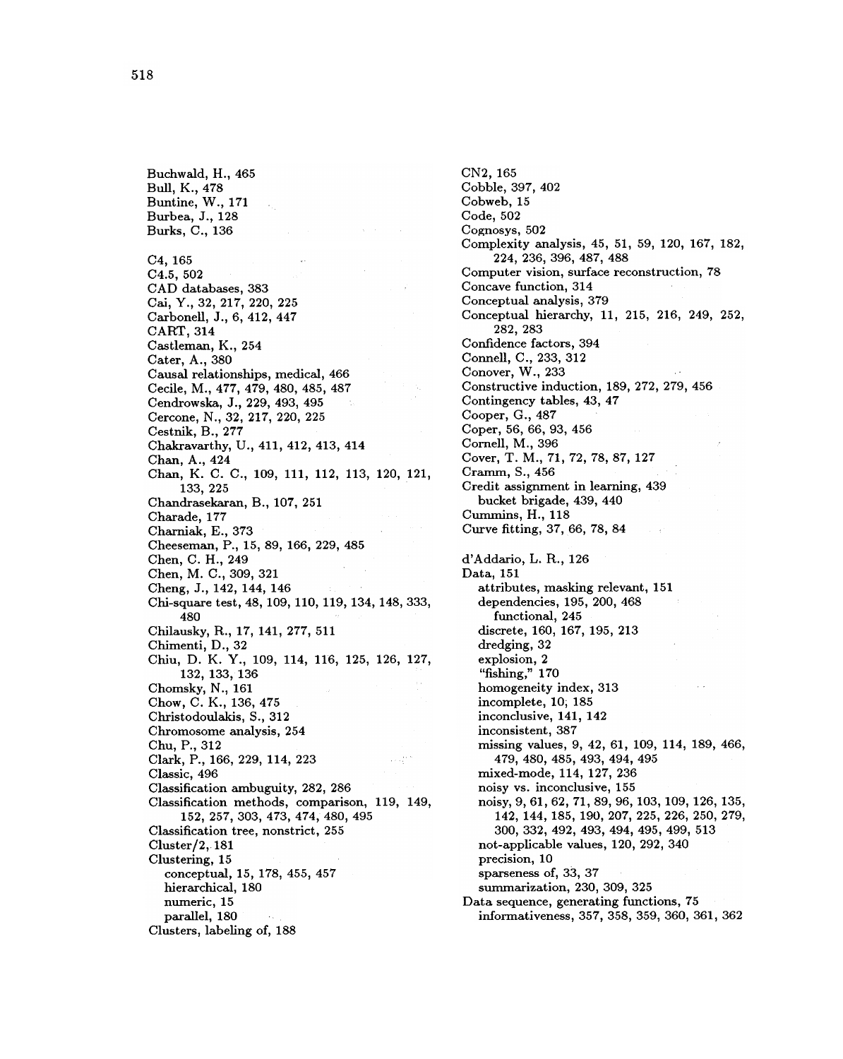Buchwald, H., 465
Bull, K., 478
Buntine, W., 171
Burbea, J., 128
Burks, C., 136

C4, 165
C4.5, 502
CAD databases, 383
Cai, Y., 32, 217, 220, 225
Carbonell, J., 6, 412, 447
CART, 314
Castleman, K., 254
Cater, A., 380
Causal relationships, medical, 466
Cecile, M., 477, 479, 480, 485, 487
Cendrowska, J., 229, 493, 495
Cercone, N., 32, 217, 220, 225
Cestnik, B., 277
Chakravarthy, U., 411, 412, 413, 414
Chan, A., 424
Chan, K. C. C., 109, 111, 112, 113, 120, 121, 133, 225
Chandrasekaran, B., 107, 251
Charade, 177
Charniak, E., 373
Cheeseman, P., 15, 89, 166, 229, 485
Chen, C. H., 249
Chen, M. C., 309, 321
Cheng, J., 142, 144, 146
Chi-square test, 48, 109, 110, 119, 134, 148, 333, 480
Chilausky, R., 17, 141, 277, 511
Chimenti, D., 32
Chiu, D. K. Y., 109, 114, 116, 125, 126, 127, 132, 133, 136
Chomsky, N., 161
Chow, C. K., 136, 475
Christodoulakis, S., 312
Chromosome analysis, 254
Chu, P., 312
Clark, P., 166, 229, 114, 223
Classic, 496
Classification ambuguity, 282, 286
Classification methods, comparison, 119, 149, 152, 257, 303, 473, 474, 480, 495
Classification tree, nonstrict, 255
Cluster/2, 181
Clustering, 15
  conceptual, 15, 178, 455, 457
  hierarchical, 180
  numeric, 15
  parallel, 180
Clusters, labeling of, 188

CN2, 165
Cobble, 397, 402
Cobweb, 15
Code, 502
Cognosys, 502
Complexity analysis, 45, 51, 59, 120, 167, 182, 224, 236, 396, 487, 488
Computer vision, surface reconstruction, 78
Concave function, 314
Conceptual analysis, 379
Conceptual hierarchy, 11, 215, 216, 249, 252, 282, 283
Confidence factors, 394
Connell, C., 233, 312
Conover, W., 233
Constructive induction, 189, 272, 279, 456
Contingency tables, 43, 47
Cooper, G., 487
Coper, 56, 66, 93, 456
Cornell, M., 396
Cover, T. M., 71, 72, 78, 87, 127
Cramm, S., 456
Credit assignment in learning, 439
  bucket brigade, 439, 440
Cummins, H., 118
Curve fitting, 37, 66, 78, 84

d'Addario, L. R., 126
Data, 151
  attributes, masking relevant, 151
  dependencies, 195, 200, 468
    functional, 245
  discrete, 160, 167, 195, 213
  dredging, 32
  explosion, 2
  "fishing," 170
  homogeneity index, 313
  incomplete, 10, 185
  inconclusive, 141, 142
  inconsistent, 387
  missing values, 9, 42, 61, 109, 114, 189, 466, 479, 480, 485, 493, 494, 495
  mixed-mode, 114, 127, 236
  noisy vs. inconclusive, 155
  noisy, 9, 61, 62, 71, 89, 96, 103, 109, 126, 135, 142, 144, 185, 190, 207, 225, 226, 250, 279, 300, 332, 492, 493, 494, 495, 499, 513
  not-applicable values, 120, 292, 340
  precision, 10
  sparseness of, 33, 37
  summarization, 230, 309, 325
Data sequence, generating functions, 75
  informativeness, 357, 358, 359, 360, 361, 362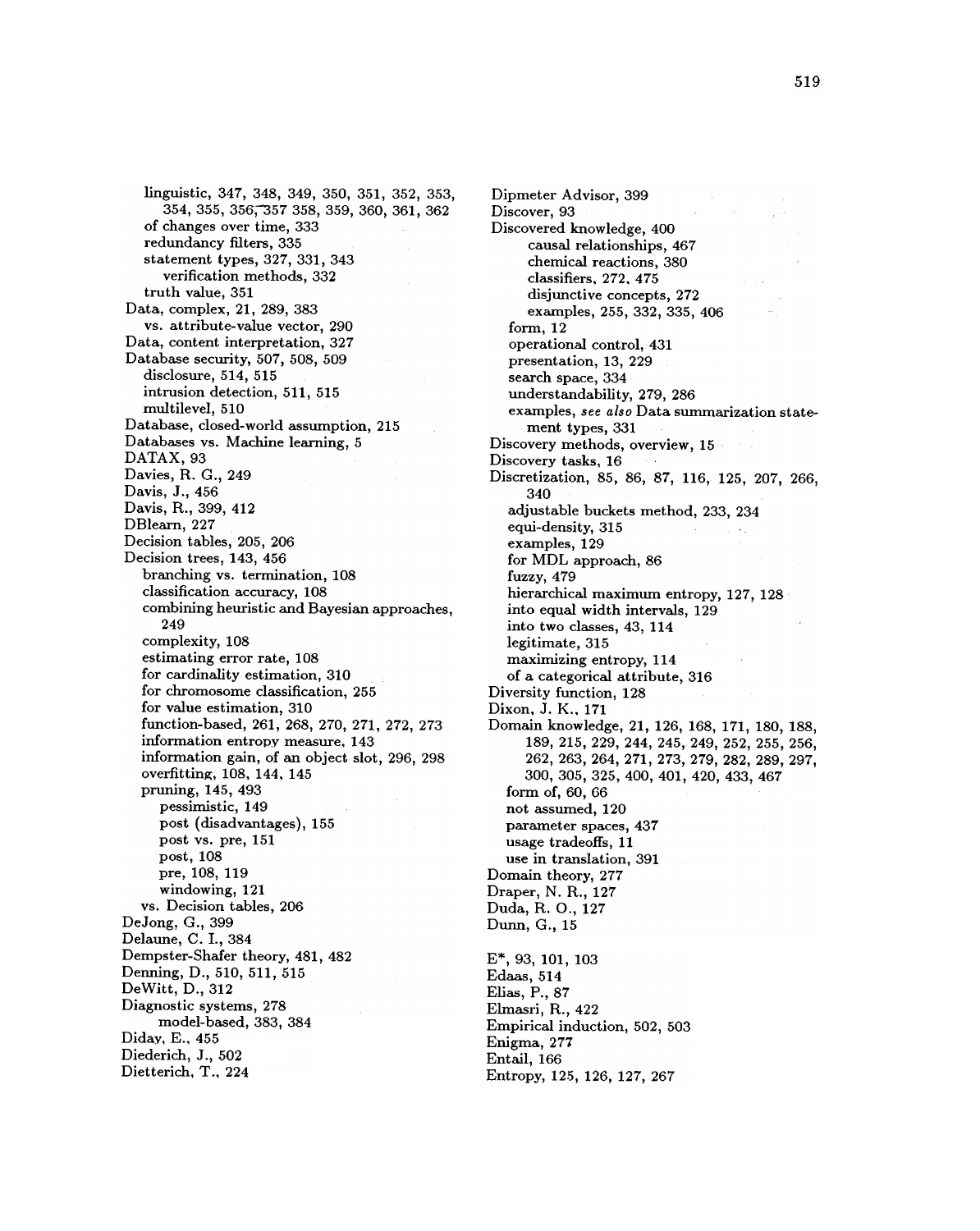linguistic, 347, 348, 349, 350, 351, 352, 353, 354, 355, 356, 357 358, 359, 360, 361, 362
  of changes over time, 333
  redundancy filters, 335
  statement types, 327, 331, 343
    verification methods, 332
  truth value, 351
Data, complex, 21, 289, 383
  vs. attribute-value vector, 290
Data, content interpretation, 327
Database security, 507, 508, 509
  disclosure, 514, 515
  intrusion detection, 511, 515
  multilevel, 510
Database, closed-world assumption, 215
Databases vs. Machine learning, 5
DATAX, 93
Davies, R. G., 249
Davis, J., 456
Davis, R., 399, 412
DBlearn, 227
Decision tables, 205, 206
Decision trees, 143, 456
  branching vs. termination, 108
  classification accuracy, 108
  combining heuristic and Bayesian approaches, 249
  complexity, 108
  estimating error rate, 108
  for cardinality estimation, 310
  for chromosome classification, 255
  for value estimation, 310
  function-based, 261, 268, 270, 271, 272, 273
  information entropy measure, 143
  information gain, of an object slot, 296, 298
  overfitting, 108, 144, 145
  pruning, 145, 493
    pessimistic, 149
    post (disadvantages), 155
    post vs. pre, 151
    post, 108
    pre, 108, 119
    windowing, 121
  vs. Decision tables, 206
DeJong, G., 399
Delaune, C. I., 384
Dempster-Shafer theory, 481, 482
Denning, D., 510, 511, 515
DeWitt, D., 312
Diagnostic systems, 278
  model-based, 383, 384
Diday, E., 455
Diederich, J., 502
Dietterich, T., 224
Dipmeter Advisor, 399
Discover, 93
Discovered knowledge, 400
  causal relationships, 467
  chemical reactions, 380
  classifiers, 272, 475
  disjunctive concepts, 272
  examples, 255, 332, 335, 406
  form, 12
  operational control, 431
  presentation, 13, 229
  search space, 334
  understandability, 279, 286
  examples, *see also* Data summarization statement types, 331
Discovery methods, overview, 15
Discovery tasks, 16
Discretization, 85, 86, 87, 116, 125, 207, 266, 340
  adjustable buckets method, 233, 234
  equi-density, 315
  examples, 129
  for MDL approach, 86
  fuzzy, 479
  hierarchical maximum entropy, 127, 128
  into equal width intervals, 129
  into two classes, 43, 114
  legitimate, 315
  maximizing entropy, 114
  of a categorical attribute, 316
Diversity function, 128
Dixon, J. K., 171
Domain knowledge, 21, 126, 168, 171, 180, 188, 189, 215, 229, 244, 245, 249, 252, 255, 256, 262, 263, 264, 271, 273, 279, 282, 289, 297, 300, 305, 325, 400, 401, 420, 433, 467
  form of, 60, 66
  not assumed, 120
  parameter spaces, 437
  usage tradeoffs, 11
  use in translation, 391
Domain theory, 277
Draper, N. R., 127
Duda, R. O., 127
Dunn, G., 15

E*, 93, 101, 103
Edaas, 514
Elias, P., 87
Elmasri, R., 422
Empirical induction, 502, 503
Enigma, 277
Entail, 166
Entropy, 125, 126, 127, 267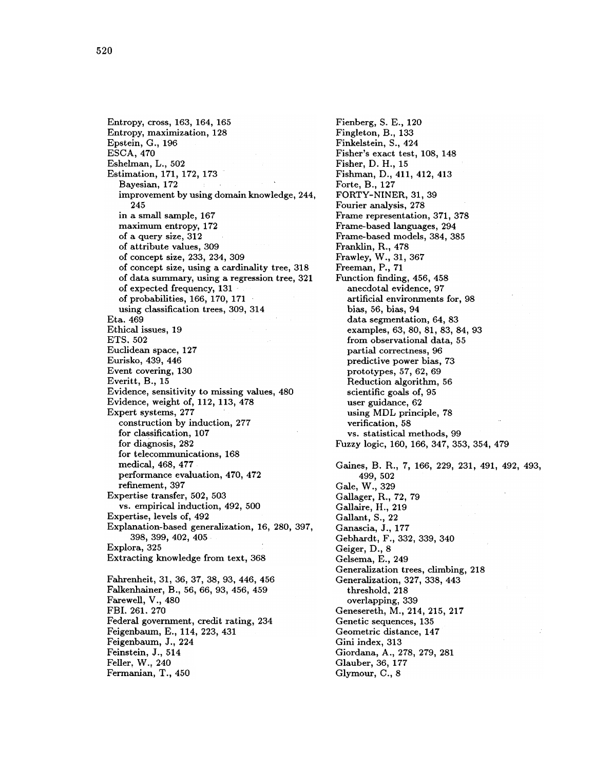Entropy, cross, 163, 164, 165
Entropy, maximization, 128
Epstein, G., 196
ESCA, 470
Eshelman, L., 502
Estimation, 171, 172, 173
  Bayesian, 172
  improvement by using domain knowledge, 244, 245
  in a small sample, 167
  maximum entropy, 172
  of a query size, 312
  of attribute values, 309
  of concept size, 233, 234, 309
  of concept size, using a cardinality tree, 318
  of data summary, using a regression tree, 321
  of expected frequency, 131
  of probabilities, 166, 170, 171
  using classification trees, 309, 314
Eta. 469
Ethical issues, 19
ETS. 502
Euclidean space, 127
Eurisko, 439, 446
Event covering, 130
Everitt, B., 15
Evidence, sensitivity to missing values, 480
Evidence, weight of, 112, 113, 478
Expert systems, 277
  construction by induction, 277
  for classification, 107
  for diagnosis, 282
  for telecommunications, 168
  medical, 468, 477
  performance evaluation, 470, 472
  refinement, 397
Expertise transfer, 502, 503
  vs. empirical induction, 492, 500
Expertise, levels of, 492
Explanation-based generalization, 16, 280, 397, 398, 399, 402, 405
Explora, 325
Extracting knowledge from text, 368

Fahrenheit, 31, 36, 37, 38, 93, 446, 456
Falkenhainer, B., 56, 66, 93, 456, 459
Farewell, V., 480
FBI. 261. 270
Federal government, credit rating, 234
Feigenbaum, E., 114, 223, 431
Feigenbaum, J., 224
Feinstein, J., 514
Feller, W., 240
Fermanian, T., 450
Fienberg, S. E., 120
Fingleton, B., 133
Finkelstein, S., 424
Fisher's exact test, 108, 148
Fisher, D. H., 15
Fishman, D., 411, 412, 413
Forte, B., 127
FORTY-NINER, 31, 39
Fourier analysis, 278
Frame representation, 371, 378
Frame-based languages, 294
Frame-based models, 384, 385
Franklin, R., 478
Frawley, W., 31, 367
Freeman, P., 71
Function finding, 456, 458
  anecdotal evidence, 97
  artificial environments for, 98
  bias, 56, bias, 94
  data segmentation, 64, 83
  examples, 63, 80, 81, 83, 84, 93
  from observational data, 55
  partial correctness, 96
  predictive power bias, 73
  prototypes, 57, 62, 69
  Reduction algorithm, 56
  scientific goals of, 95
  user guidance, 62
  using MDL principle, 78
  verification, 58
  vs. statistical methods, 99
Fuzzy logic, 160, 166, 347, 353, 354, 479

Gaines, B. R., 7, 166, 229, 231, 491, 492, 493, 499, 502
Gale, W., 329
Gallager, R., 72, 79
Gallaire, H., 219
Gallant, S., 22
Ganascia, J., 177
Gebhardt, F., 332, 339, 340
Geiger, D., 8
Gelsema, E., 249
Generalization trees, climbing, 218
Generalization, 327, 338, 443
  threshold, 218
  overlapping, 339
Genesereth, M., 214, 215, 217
Genetic sequences, 135
Geometric distance, 147
Gini index, 313
Giordana, A., 278, 279, 281
Glauber, 36, 177
Glymour, C., 8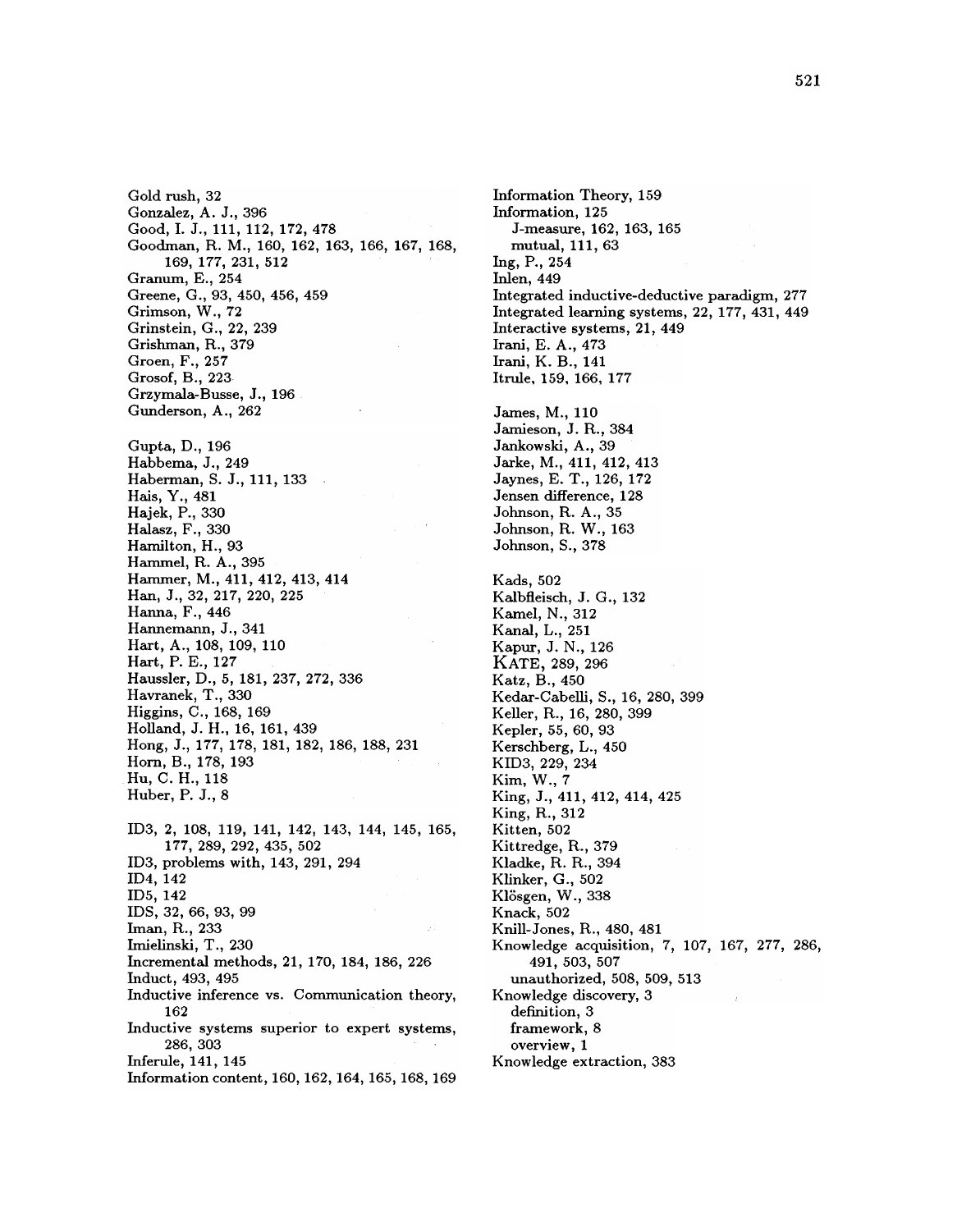Gold rush, 32
Gonzalez, A. J., 396
Good, I. J., 111, 112, 172, 478
Goodman, R. M., 160, 162, 163, 166, 167, 168, 169, 177, 231, 512
Granum, E., 254
Greene, G., 93, 450, 456, 459
Grimson, W., 72
Grinstein, G., 22, 239
Grishman, R., 379
Groen, F., 257
Grosof, B., 223
Grzymala-Busse, J., 196
Gunderson, A., 262

Gupta, D., 196
Habbema, J., 249
Haberman, S. J., 111, 133
Hais, Y., 481
Hajek, P., 330
Halasz, F., 330
Hamilton, H., 93
Hammel, R. A., 395
Hammer, M., 411, 412, 413, 414
Han, J., 32, 217, 220, 225
Hanna, F., 446
Hannemann, J., 341
Hart, A., 108, 109, 110
Hart, P. E., 127
Haussler, D., 5, 181, 237, 272, 336
Havranek, T., 330
Higgins, C., 168, 169
Holland, J. H., 16, 161, 439
Hong, J., 177, 178, 181, 182, 186, 188, 231
Horn, B., 178, 193
Hu, C. H., 118
Huber, P. J., 8

ID3, 2, 108, 119, 141, 142, 143, 144, 145, 165, 177, 289, 292, 435, 502
ID3, problems with, 143, 291, 294
ID4, 142
ID5, 142
IDS, 32, 66, 93, 99
Iman, R., 233
Imielinski, T., 230
Incremental methods, 21, 170, 184, 186, 226
Induct, 493, 495
Inductive inference vs. Communication theory, 162
Inductive systems superior to expert systems, 286, 303
Inferule, 141, 145
Information content, 160, 162, 164, 165, 168, 169
Information Theory, 159
Information, 125
  J-measure, 162, 163, 165
  mutual, 111, 63
Ing, P., 254
Inlen, 449
Integrated inductive-deductive paradigm, 277
Integrated learning systems, 22, 177, 431, 449
Interactive systems, 21, 449
Irani, E. A., 473
Irani, K. B., 141
Itrule, 159, 166, 177

James, M., 110
Jamieson, J. R., 384
Jankowski, A., 39
Jarke, M., 411, 412, 413
Jaynes, E. T., 126, 172
Jensen difference, 128
Johnson, R. A., 35
Johnson, R. W., 163
Johnson, S., 378

Kads, 502
Kalbfleisch, J. G., 132
Kamel, N., 312
Kanal, L., 251
Kapur, J. N., 126
KATE, 289, 296
Katz, B., 450
Kedar-Cabelli, S., 16, 280, 399
Keller, R., 16, 280, 399
Kepler, 55, 60, 93
Kerschberg, L., 450
KID3, 229, 234
Kim, W., 7
King, J., 411, 412, 414, 425
King, R., 312
Kitten, 502
Kittredge, R., 379
Kladke, R. R., 394
Klinker, G., 502
Klösgen, W., 338
Knack, 502
Knill-Jones, R., 480, 481
Knowledge acquisition, 7, 107, 167, 277, 286, 491, 503, 507
  unauthorized, 508, 509, 513
Knowledge discovery, 3
  definition, 3
  framework, 8
  overview, 1
Knowledge extraction, 383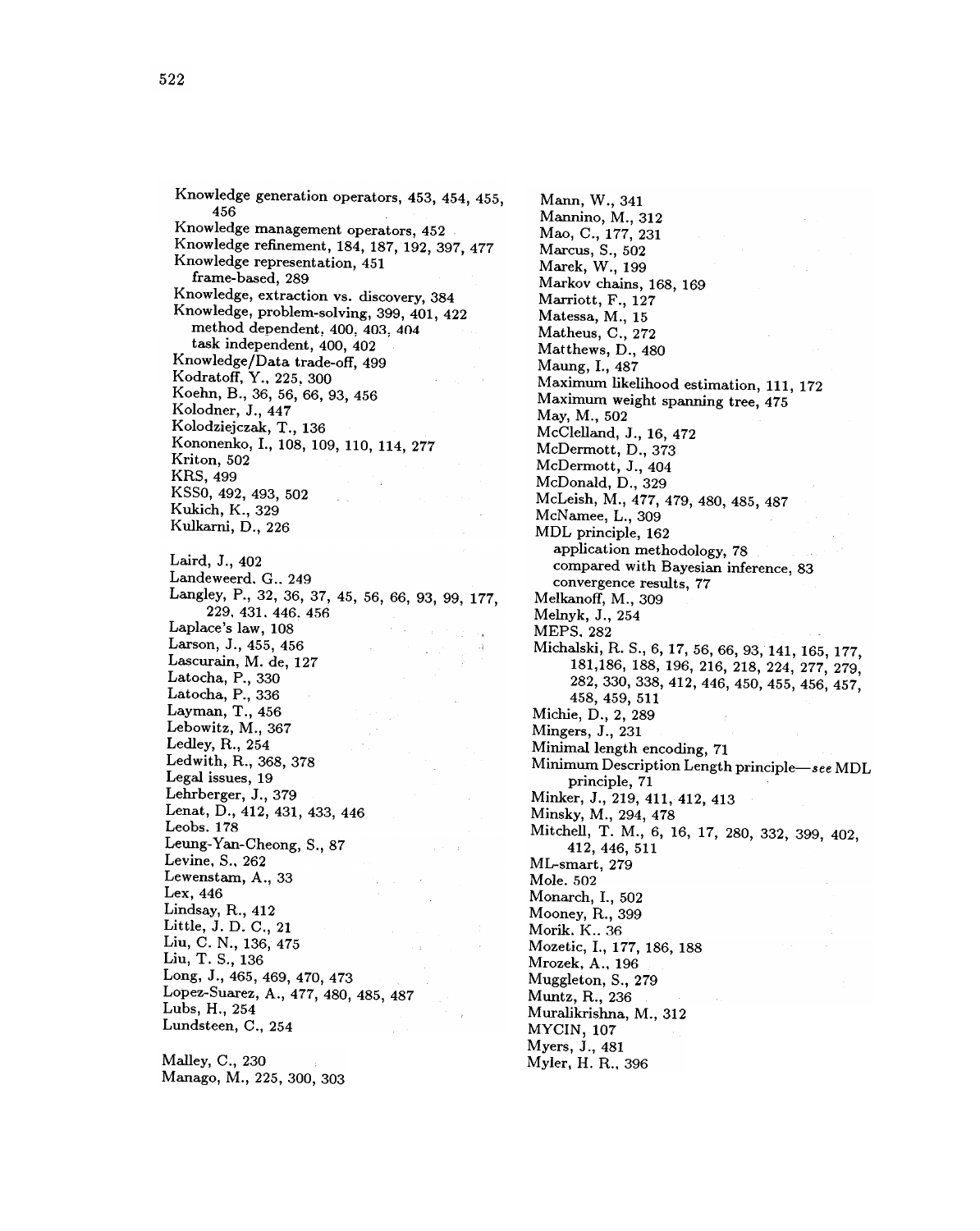Knowledge generation operators, 453, 454, 455, 456
Knowledge management operators, 452
Knowledge refinement, 184, 187, 192, 397, 477
Knowledge representation, 451
  frame-based, 289
Knowledge, extraction vs. discovery, 384
Knowledge, problem-solving, 399, 401, 422
  method dependent, 400, 403, 404
  task independent, 400, 402
Knowledge/Data trade-off, 499
Kodratoff, Y., 225, 300
Koehn, B., 36, 56, 66, 93, 456
Kolodner, J., 447
Kolodziejczak, T., 136
Kononenko, I., 108, 109, 110, 114, 277
Kriton, 502
KRS, 499
KSS0, 492, 493, 502
Kukich, K., 329
Kulkarni, D., 226

Laird, J., 402
Landeweerd, G., 249
Langley, P., 32, 36, 37, 45, 56, 66, 93, 99, 177, 229, 431, 446, 456
Laplace's law, 108
Larson, J., 455, 456
Lascurain, M. de, 127
Latocha, P., 330
Latocha, P., 336
Layman, T., 456
Lebowitz, M., 367
Ledley, R., 254
Ledwith, R., 368, 378
Legal issues, 19
Lehrberger, J., 379
Lenat, D., 412, 431, 433, 446
Leobs. 178
Leung-Yan-Cheong, S., 87
Levine, S., 262
Lewenstam, A., 33
Lex, 446
Lindsay, R., 412
Little, J. D. C., 21
Liu, C. N., 136, 475
Liu, T. S., 136
Long, J., 465, 469, 470, 473
Lopez-Suarez, A., 477, 480, 485, 487
Lubs, H., 254
Lundsteen, C., 254

Malley, C., 230
Manago, M., 225, 300, 303
Mann, W., 341
Mannino, M., 312
Mao, C., 177, 231
Marcus, S., 502
Marek, W., 199
Markov chains, 168, 169
Marriott, F., 127
Matessa, M., 15
Matheus, C., 272
Matthews, D., 480
Maung, I., 487
Maximum likelihood estimation, 111, 172
Maximum weight spanning tree, 475
May, M., 502
McClelland, J., 16, 472
McDermott, D., 373
McDermott, J., 404
McDonald, D., 329
McLeish, M., 477, 479, 480, 485, 487
McNamee, L., 309
MDL principle, 162
  application methodology, 78
  compared with Bayesian inference, 83
  convergence results, 77
Melkanoff, M., 309
Melnyk, J., 254
MEPS, 282
Michalski, R. S., 6, 17, 56, 66, 93, 141, 165, 177, 181,186, 188, 196, 216, 218, 224, 277, 279, 282, 330, 338, 412, 446, 450, 455, 456, 457, 458, 459, 511
Michie, D., 2, 289
Mingers, J., 231
Minimal length encoding, 71
Minimum Description Length principle—*see* MDL principle, 71
Minker, J., 219, 411, 412, 413
Minsky, M., 294, 478
Mitchell, T. M., 6, 16, 17, 280, 332, 399, 402, 412, 446, 511
ML-smart, 279
Mole. 502
Monarch, I., 502
Mooney, R., 399
Morik. K., 36
Mozetic, I., 177, 186, 188
Mrozek, A., 196
Muggleton, S., 279
Muntz, R., 236
Muralikrishna, M., 312
MYCIN, 107
Myers, J., 481
Myler, H. R., 396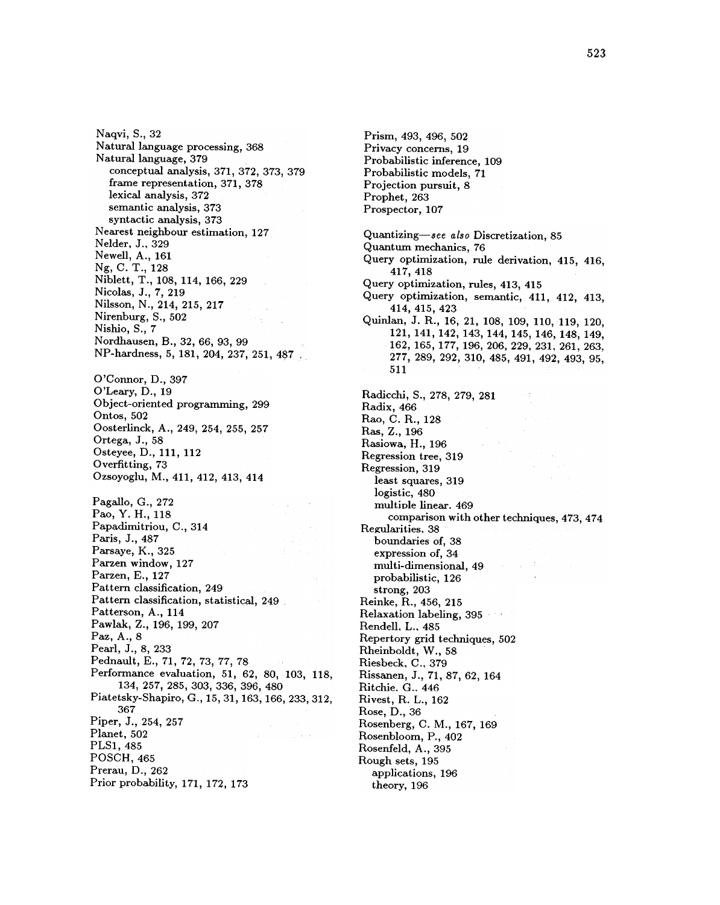Naqvi, S., 32
Natural language processing, 368
Natural language, 379
  conceptual analysis, 371, 372, 373, 379
  frame representation, 371, 378
  lexical analysis, 372
  semantic analysis, 373
  syntactic analysis, 373
Nearest neighbour estimation, 127
Nelder, J., 329
Newell, A., 161
Ng, C. T., 128
Niblett, T., 108, 114, 166, 229
Nicolas, J., 7, 219
Nilsson, N., 214, 215, 217
Nirenburg, S., 502
Nishio, S., 7
Nordhausen, B., 32, 66, 93, 99
NP-hardness, 5, 181, 204, 237, 251, 487

O'Connor, D., 397
O'Leary, D., 19
Object-oriented programming, 299
Ontos, 502
Oosterlinck, A., 249, 254, 255, 257
Ortega, J., 58
Osteyee, D., 111, 112
Overfitting, 73
Ozsoyoglu, M., 411, 412, 413, 414

Pagallo, G., 272
Pao, Y. H., 118
Papadimitriou, C., 314
Paris, J., 487
Parsaye, K., 325
Parzen window, 127
Parzen, E., 127
Pattern classification, 249
Pattern classification, statistical, 249
Patterson, A., 114
Pawlak, Z., 196, 199, 207
Paz, A., 8
Pearl, J., 8, 233
Pednault, E., 71, 72, 73, 77, 78
Performance evaluation, 51, 62, 80, 103, 118, 134, 257, 285, 303, 336, 396, 480
Piatetsky-Shapiro, G., 15, 31, 163, 166, 233, 312, 367
Piper, J., 254, 257
Planet, 502
PLS1, 485
POSCH, 465
Prerau, D., 262
Prior probability, 171, 172, 173
Prism, 493, 496, 502
Privacy concerns, 19
Probabilistic inference, 109
Probabilistic models, 71
Projection pursuit, 8
Prophet, 263
Prospector, 107

Quantizing—*see also* Discretization, 85
Quantum mechanics, 76
Query optimization, rule derivation, 415, 416, 417, 418
Query optimization, rules, 413, 415
Query optimization, semantic, 411, 412, 413, 414, 415, 423
Quinlan, J. R., 16, 21, 108, 109, 110, 119, 120, 121, 141, 142, 143, 144, 145, 146, 148, 149, 162, 165, 177, 196, 206, 229, 231, 261, 263, 277, 289, 292, 310, 485, 491, 492, 493, 95, 511

Radicchi, S., 278, 279, 281
Radix, 466
Rao, C. R., 128
Ras, Z., 196
Rasiowa, H., 196
Regression tree, 319
Regression, 319
  least squares, 319
  logistic, 480
  multiple linear, 469
    comparison with other techniques, 473, 474
Regularities, 38
  boundaries of, 38
  expression of, 34
  multi-dimensional, 49
  probabilistic, 126
  strong, 203
Reinke, R., 456, 215
Relaxation labeling, 395
Rendell, L., 485
Repertory grid techniques, 502
Rheinboldt, W., 58
Riesbeck, C., 379
Rissanen, J., 71, 87, 62, 164
Ritchie, G., 446
Rivest, R. L., 162
Rose, D., 36
Rosenberg, C. M., 167, 169
Rosenbloom, P., 402
Rosenfeld, A., 395
Rough sets, 195
  applications, 196
  theory, 196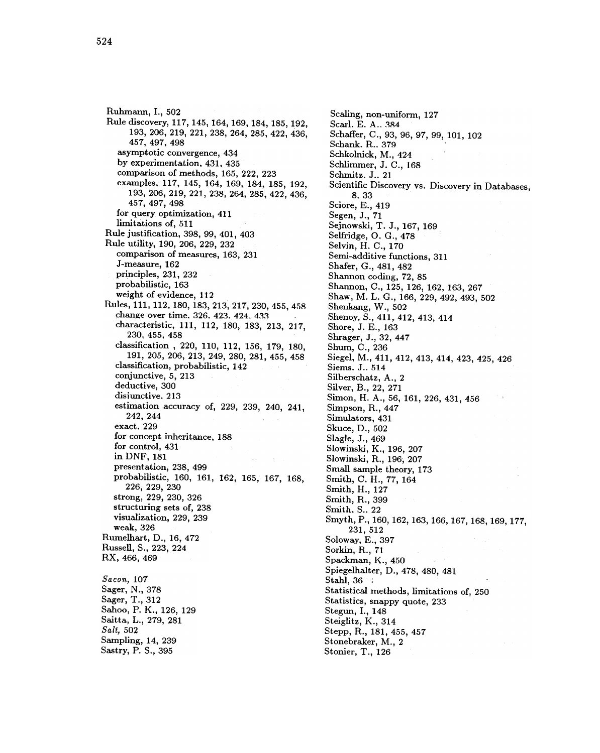Ruhmann, I., 502
Rule discovery, 117, 145, 164, 169, 184, 185, 192, 193, 206, 219, 221, 238, 264, 285, 422, 436, 457, 497, 498
- asymptotic convergence, 434
- by experimentation, 431, 435
- comparison of methods, 165, 222, 223
- examples, 117, 145, 164, 169, 184, 185, 192, 193, 206, 219, 221, 238, 264, 285, 422, 436, 457, 497, 498
- for query optimization, 411
- limitations of, 511

Rule justification, 398, 99, 401, 403
Rule utility, 190, 206, 229, 232
- comparison of measures, 163, 231
- J-measure, 162
- principles, 231, 232
- probabilistic, 163
- weight of evidence, 112

Rules, 111, 112, 180, 183, 213, 217, 230, 455, 458
- change over time, 326, 423, 424, 433
- characteristic, 111, 112, 180, 183, 213, 217, 230, 455, 458
- classification , 220, 110, 112, 156, 179, 180, 191, 205, 206, 213, 249, 280, 281, 455, 458
- classification, probabilistic, 142
- conjunctive, 5, 213
- deductive, 300
- disjunctive, 213
- estimation accuracy of, 229, 239, 240, 241, 242, 244
- exact, 229
- for concept inheritance, 188
- for control, 431
- in DNF, 181
- presentation, 238, 499
- probabilistic, 160, 161, 162, 165, 167, 168, 226, 229, 230
- strong, 229, 230, 326
- structuring sets of, 238
- visualization, 229, 239
- weak, 326

Rumelhart, D., 16, 472
Russell, S., 223, 224
RX, 466, 469

*Sacon*, 107
Sager, N., 378
Sager, T., 312
Sahoo, P. K., 126, 129
Saitta, L., 279, 281
*Salt*, 502
Sampling, 14, 239
Sastry, P. S., 395
Scaling, non-uniform, 127
Scarl, E. A., 384
Schaffer, C., 93, 96, 97, 99, 101, 102
Schank, R., 379
Schkolnick, M., 424
Schlimmer, J. C., 168
Schmitz, J., 21
Scientific Discovery vs. Discovery in Databases, 8, 33
Sciore, E., 419
Segen, J., 71
Sejnowski, T. J., 167, 169
Selfridge, O. G., 478
Selvin, H. C., 170
Semi-additive functions, 311
Shafer, G., 481, 482
Shannon coding, 72, 85
Shannon, C., 125, 126, 162, 163, 267
Shaw, M. L. G., 166, 229, 492, 493, 502
Shenkang, W., 502
Shenoy, S., 411, 412, 413, 414
Shore, J. E., 163
Shrager, J., 32, 447
Shum, C., 236
Siegel, M., 411, 412, 413, 414, 423, 425, 426
Siems, J., 514
Silberschatz, A., 2
Silver, B., 22, 271
Simon, H. A., 56, 161, 226, 431, 456
Simpson, R., 447
Simulators, 431
Skuce, D., 502
Slagle, J., 469
Slowinski, K., 196, 207
Slowinski, R., 196, 207
Small sample theory, 173
Smith, C. H., 77, 164
Smith, H., 127
Smith, R., 399
Smith, S., 22
Smyth, P., 160, 162, 163, 166, 167, 168, 169, 177, 231, 512
Soloway, E., 397
Sorkin, R., 71
Spackman, K., 450
Spiegelhalter, D., 478, 480, 481
Stahl, 36
Statistical methods, limitations of, 250
Statistics, snappy quote, 233
Stegun, I., 148
Steiglitz, K., 314
Stepp, R., 181, 455, 457
Stonebraker, M., 2
Stonier, T., 126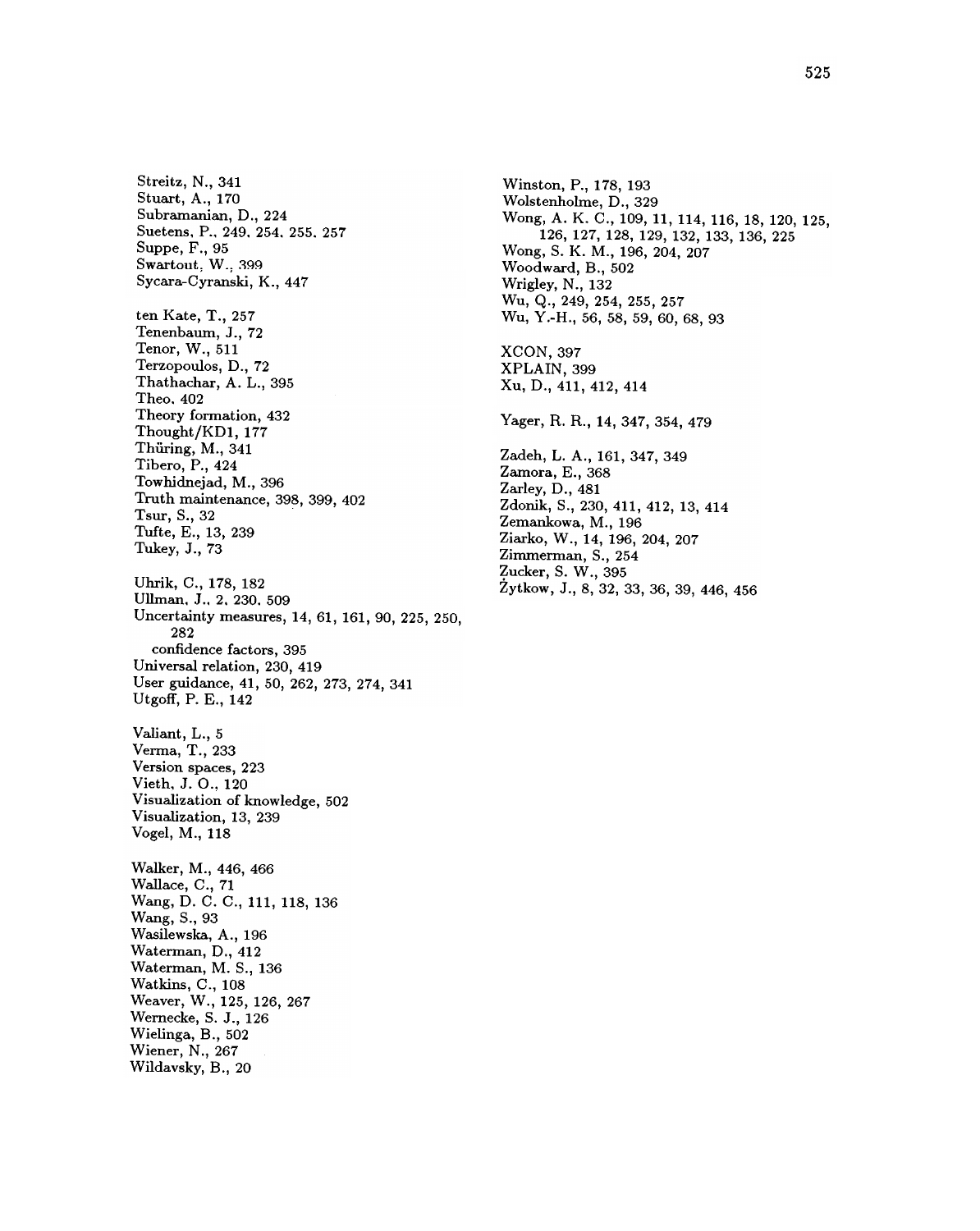Streitz, N., 341
Stuart, A., 170
Subramanian, D., 224
Suetens, P., 249, 254, 255, 257
Suppe, F., 95
Swartout, W., 399
Sycara-Cyranski, K., 447

ten Kate, T., 257
Tenenbaum, J., 72
Tenor, W., 511
Terzopoulos, D., 72
Thathachar, A. L., 395
Theo, 402
Theory formation, 432
Thought/KD1, 177
Thüring, M., 341
Tibero, P., 424
Towhidnejad, M., 396
Truth maintenance, 398, 399, 402
Tsur, S., 32
Tufte, E., 13, 239
Tukey, J., 73

Uhrik, C., 178, 182
Ullman, J., 2, 230, 509
Uncertainty measures, 14, 61, 161, 90, 225, 250, 282
 confidence factors, 395
Universal relation, 230, 419
User guidance, 41, 50, 262, 273, 274, 341
Utgoff, P. E., 142

Valiant, L., 5
Verma, T., 233
Version spaces, 223
Vieth, J. O., 120
Visualization of knowledge, 502
Visualization, 13, 239
Vogel, M., 118

Walker, M., 446, 466
Wallace, C., 71
Wang, D. C. C., 111, 118, 136
Wang, S., 93
Wasilewska, A., 196
Waterman, D., 412
Waterman, M. S., 136
Watkins, C., 108
Weaver, W., 125, 126, 267
Wernecke, S. J., 126
Wielinga, B., 502
Wiener, N., 267
Wildavsky, B., 20

Winston, P., 178, 193
Wolstenholme, D., 329
Wong, A. K. C., 109, 11, 114, 116, 18, 120, 125, 126, 127, 128, 129, 132, 133, 136, 225
Wong, S. K. M., 196, 204, 207
Woodward, B., 502
Wrigley, N., 132
Wu, Q., 249, 254, 255, 257
Wu, Y.-H., 56, 58, 59, 60, 68, 93

XCON, 397
XPLAIN, 399
Xu, D., 411, 412, 414

Yager, R. R., 14, 347, 354, 479

Zadeh, L. A., 161, 347, 349
Zamora, E., 368
Zarley, D., 481
Zdonik, S., 230, 411, 412, 13, 414
Zemankowa, M., 196
Ziarko, W., 14, 196, 204, 207
Zimmerman, S., 254
Zucker, S. W., 395
Żytkow, J., 8, 32, 33, 36, 39, 446, 456